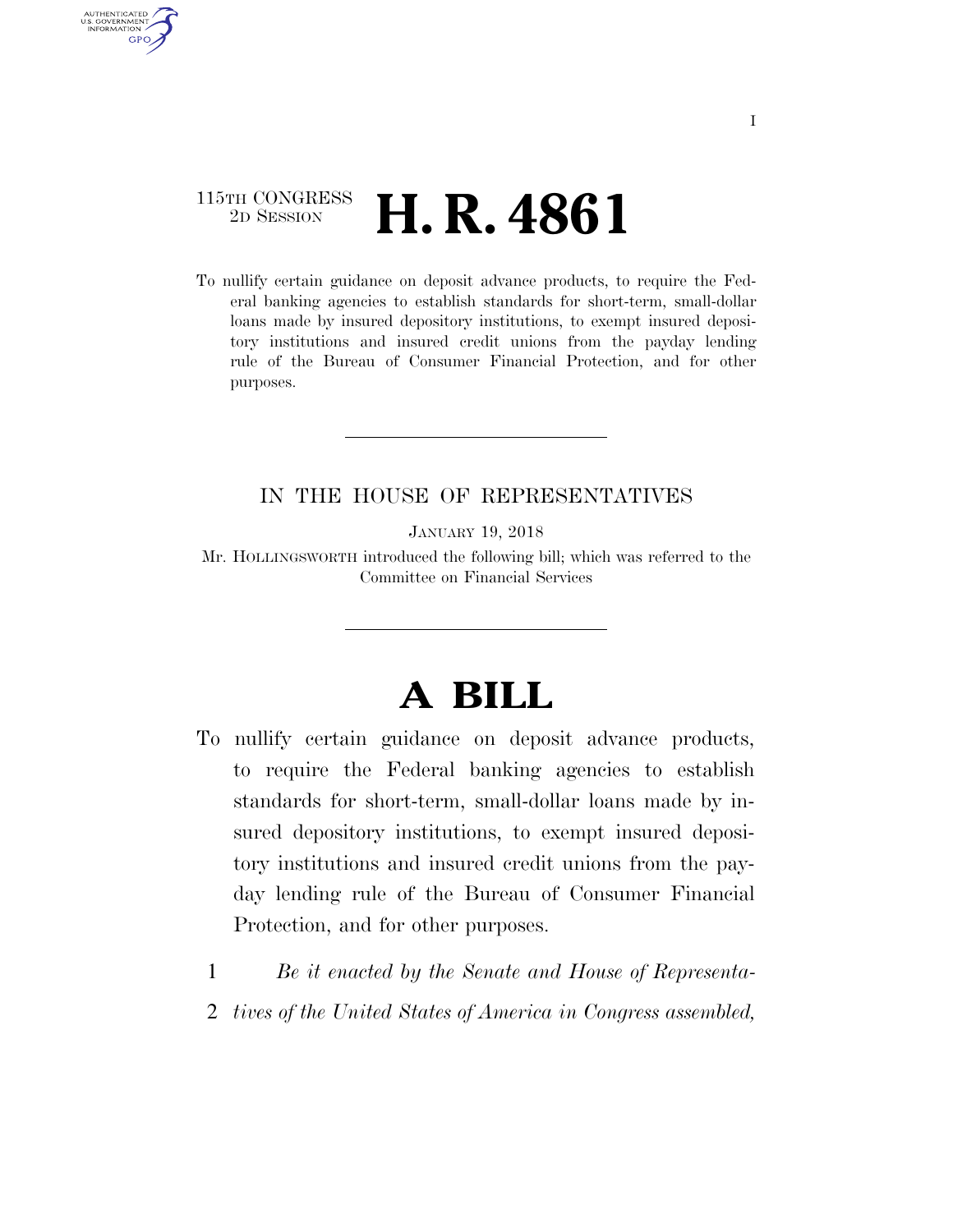115TH CONGRESS
2D SESSION

# H. R. 4861

To nullify certain guidance on deposit advance products, to require the Federal banking agencies to establish standards for short-term, small-dollar loans made by insured depository institutions, to exempt insured depository institutions and insured credit unions from the payday lending rule of the Bureau of Consumer Financial Protection, and for other purposes.

IN THE HOUSE OF REPRESENTATIVES

JANUARY 19, 2018

Mr. HOLLINGSWORTH introduced the following bill; which was referred to the Committee on Financial Services

# A BILL

To nullify certain guidance on deposit advance products, to require the Federal banking agencies to establish standards for short-term, small-dollar loans made by insured depository institutions, to exempt insured depository institutions and insured credit unions from the payday lending rule of the Bureau of Consumer Financial Protection, and for other purposes.

1 *Be it enacted by the Senate and House of Representa-*
2 *tives of the United States of America in Congress assembled,*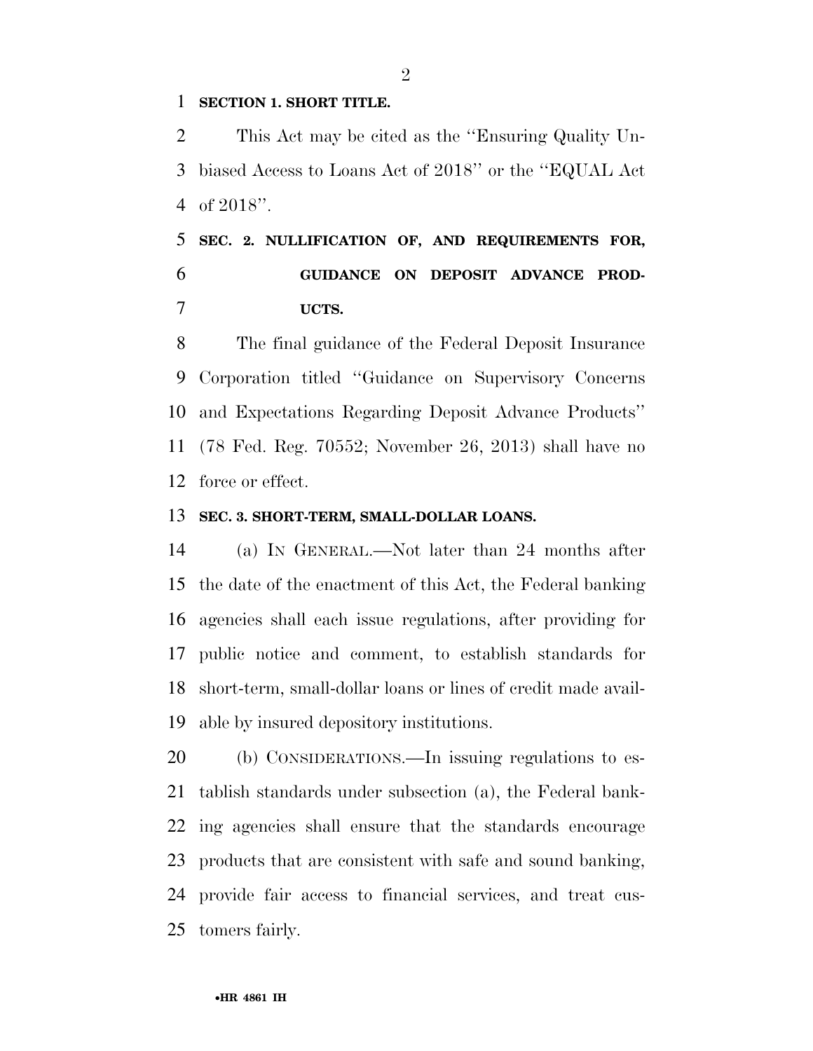**SECTION 1. SHORT TITLE.**

This Act may be cited as the ''Ensuring Quality Unbiased Access to Loans Act of 2018'' or the ''EQUAL Act of 2018''.

**SEC. 2. NULLIFICATION OF, AND REQUIREMENTS FOR, GUIDANCE ON DEPOSIT ADVANCE PRODUCTS.**

The final guidance of the Federal Deposit Insurance Corporation titled ''Guidance on Supervisory Concerns and Expectations Regarding Deposit Advance Products'' (78 Fed. Reg. 70552; November 26, 2013) shall have no force or effect.

**SEC. 3. SHORT-TERM, SMALL-DOLLAR LOANS.**

(a) IN GENERAL.—Not later than 24 months after the date of the enactment of this Act, the Federal banking agencies shall each issue regulations, after providing for public notice and comment, to establish standards for short-term, small-dollar loans or lines of credit made available by insured depository institutions.

(b) CONSIDERATIONS.—In issuing regulations to establish standards under subsection (a), the Federal banking agencies shall ensure that the standards encourage products that are consistent with safe and sound banking, provide fair access to financial services, and treat customers fairly.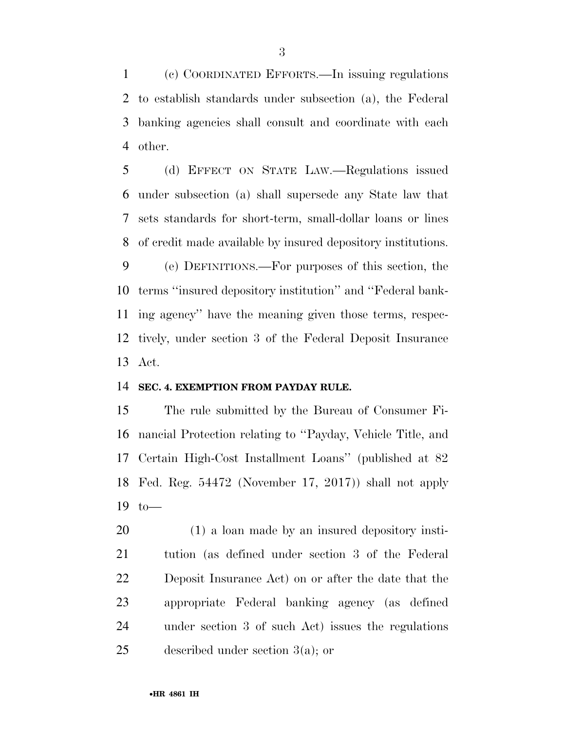(c) COORDINATED EFFORTS.—In issuing regulations to establish standards under subsection (a), the Federal banking agencies shall consult and coordinate with each other.

(d) EFFECT ON STATE LAW.—Regulations issued under subsection (a) shall supersede any State law that sets standards for short-term, small-dollar loans or lines of credit made available by insured depository institutions.

(e) DEFINITIONS.—For purposes of this section, the terms ''insured depository institution'' and ''Federal banking agency'' have the meaning given those terms, respectively, under section 3 of the Federal Deposit Insurance Act.

**SEC. 4. EXEMPTION FROM PAYDAY RULE.**

The rule submitted by the Bureau of Consumer Financial Protection relating to ''Payday, Vehicle Title, and Certain High-Cost Installment Loans'' (published at 82 Fed. Reg. 54472 (November 17, 2017)) shall not apply to—

(1) a loan made by an insured depository institution (as defined under section 3 of the Federal Deposit Insurance Act) on or after the date that the appropriate Federal banking agency (as defined under section 3 of such Act) issues the regulations described under section 3(a); or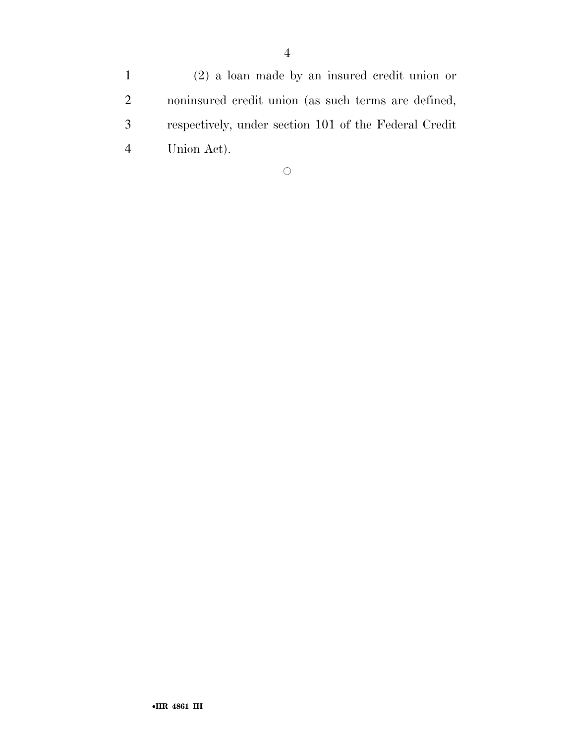(2) a loan made by an insured credit union or noninsured credit union (as such terms are defined, respectively, under section 101 of the Federal Credit Union Act).

○